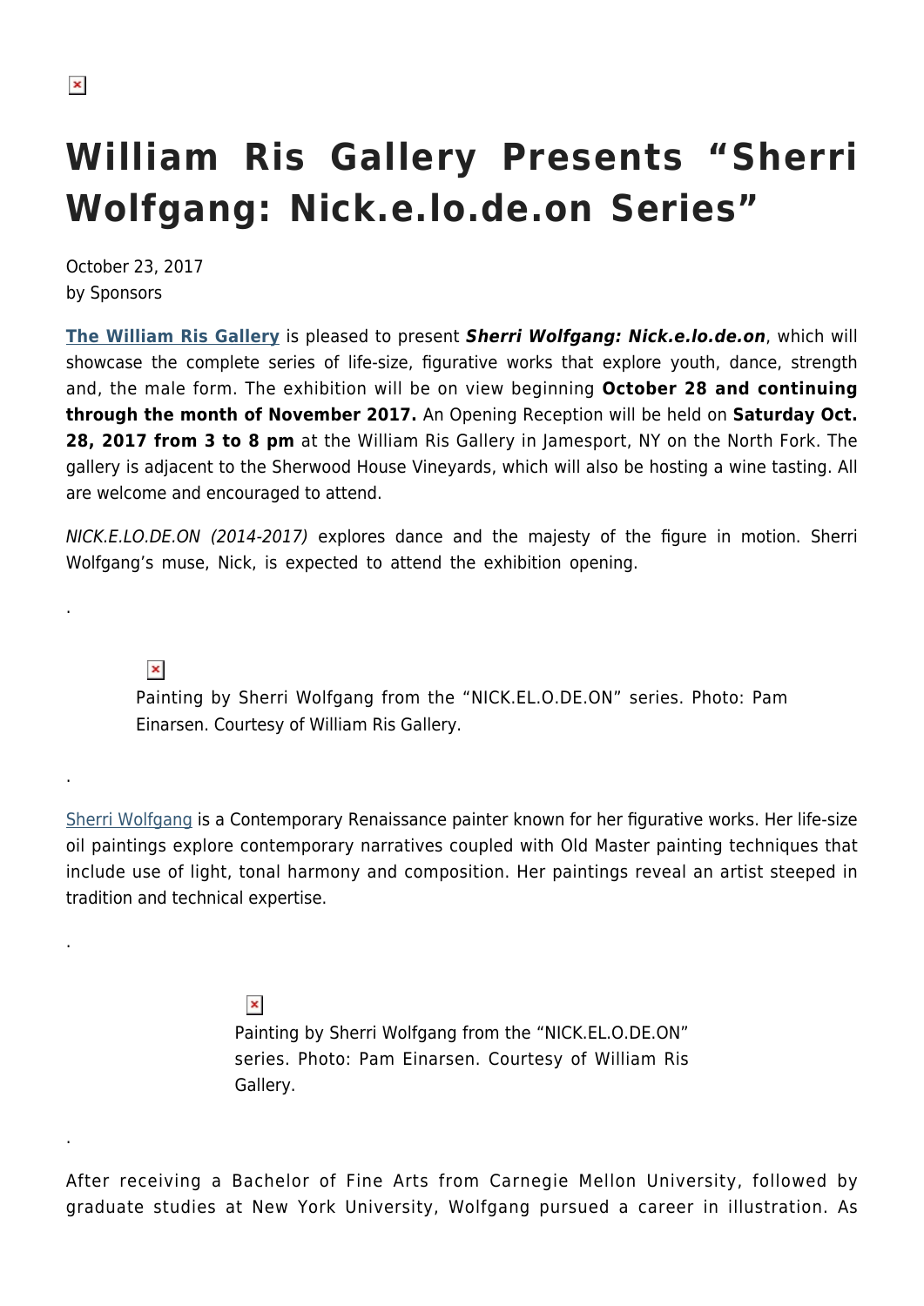# William Ris Gallery Presents "Sherri Wolfgang: Nick.e.lo.de.on Series"

October 23, 2017
by Sponsors

**The William Ris Gallery** is pleased to present ***Sherri Wolfgang: Nick.e.lo.de.on***, which will showcase the complete series of life-size, figurative works that explore youth, dance, strength and, the male form. The exhibition will be on view beginning **October 28 and continuing through the month of November 2017.** An Opening Reception will be held on **Saturday Oct. 28, 2017 from 3 to 8 pm** at the William Ris Gallery in Jamesport, NY on the North Fork. The gallery is adjacent to the Sherwood House Vineyards, which will also be hosting a wine tasting. All are welcome and encouraged to attend.

*NICK.E.LO.DE.ON (2014-2017)* explores dance and the majesty of the figure in motion. Sherri Wolfgang's muse, Nick, is expected to attend the exhibition opening.

.

Painting by Sherri Wolfgang from the "NICK.EL.O.DE.ON" series. Photo: Pam Einarsen. Courtesy of William Ris Gallery.

.

Sherri Wolfgang is a Contemporary Renaissance painter known for her figurative works. Her life-size oil paintings explore contemporary narratives coupled with Old Master painting techniques that include use of light, tonal harmony and composition. Her paintings reveal an artist steeped in tradition and technical expertise.

.

Painting by Sherri Wolfgang from the "NICK.EL.O.DE.ON" series. Photo: Pam Einarsen. Courtesy of William Ris Gallery.

.

After receiving a Bachelor of Fine Arts from Carnegie Mellon University, followed by graduate studies at New York University, Wolfgang pursued a career in illustration. As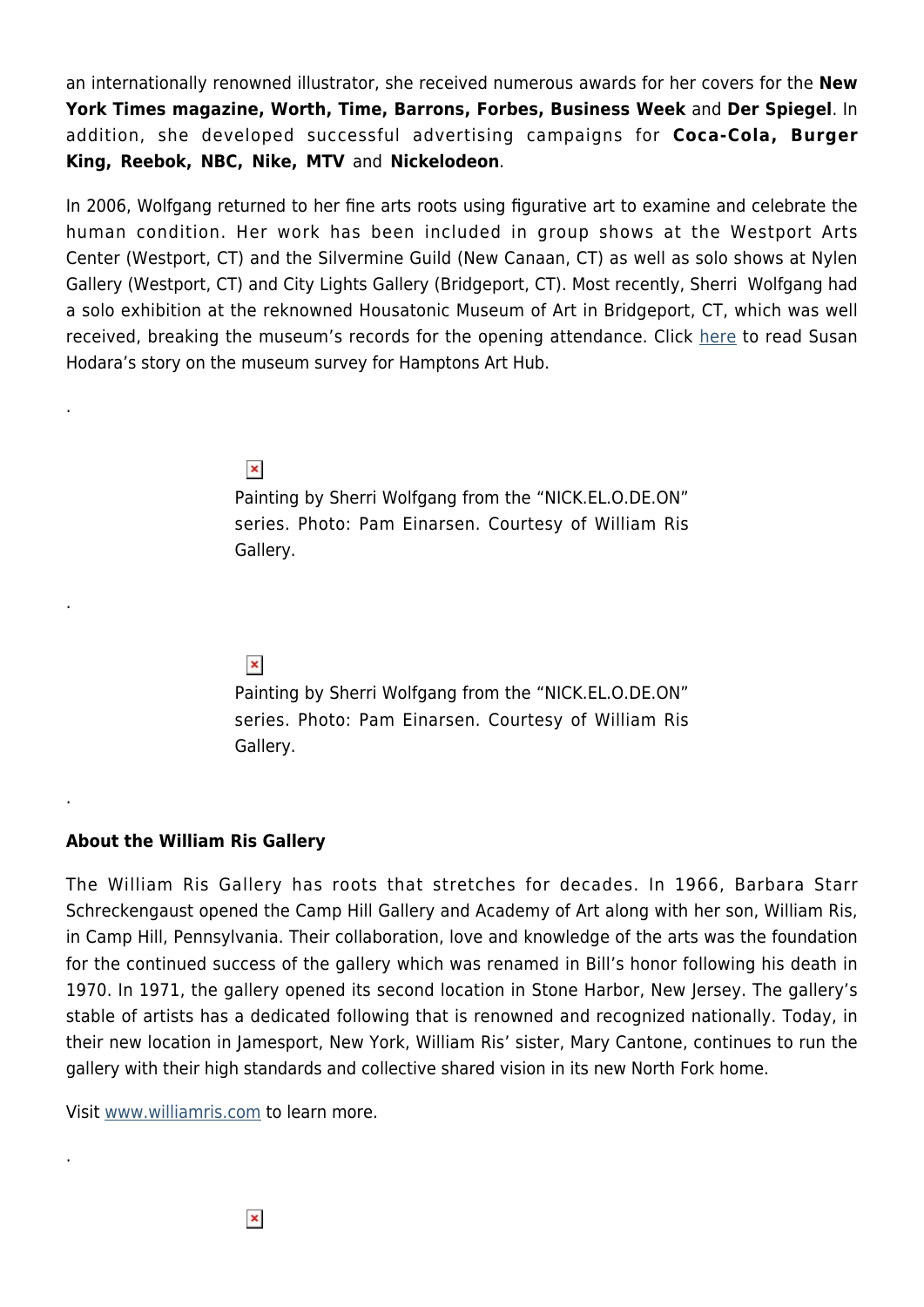an internationally renowned illustrator, she received numerous awards for her covers for the **New York Times magazine, Worth, Time, Barrons, Forbes, Business Week** and **Der Spiegel**. In addition, she developed successful advertising campaigns for **Coca-Cola, Burger King, Reebok, NBC, Nike, MTV** and **Nickelodeon**.

In 2006, Wolfgang returned to her fine arts roots using figurative art to examine and celebrate the human condition. Her work has been included in group shows at the Westport Arts Center (Westport, CT) and the Silvermine Guild (New Canaan, CT) as well as solo shows at Nylen Gallery (Westport, CT) and City Lights Gallery (Bridgeport, CT). Most recently, Sherri Wolfgang had a solo exhibition at the reknowned Housatonic Museum of Art in Bridgeport, CT, which was well received, breaking the museum's records for the opening attendance. Click here to read Susan Hodara's story on the museum survey for Hamptons Art Hub.

.

Painting by Sherri Wolfgang from the "NICK.EL.O.DE.ON" series. Photo: Pam Einarsen. Courtesy of William Ris Gallery.

.

Painting by Sherri Wolfgang from the "NICK.EL.O.DE.ON" series. Photo: Pam Einarsen. Courtesy of William Ris Gallery.

.

**About the William Ris Gallery**

The William Ris Gallery has roots that stretches for decades. In 1966, Barbara Starr Schreckengaust opened the Camp Hill Gallery and Academy of Art along with her son, William Ris, in Camp Hill, Pennsylvania. Their collaboration, love and knowledge of the arts was the foundation for the continued success of the gallery which was renamed in Bill's honor following his death in 1970. In 1971, the gallery opened its second location in Stone Harbor, New Jersey. The gallery's stable of artists has a dedicated following that is renowned and recognized nationally. Today, in their new location in Jamesport, New York, William Ris' sister, Mary Cantone, continues to run the gallery with their high standards and collective shared vision in its new North Fork home.

Visit www.williamris.com to learn more.

.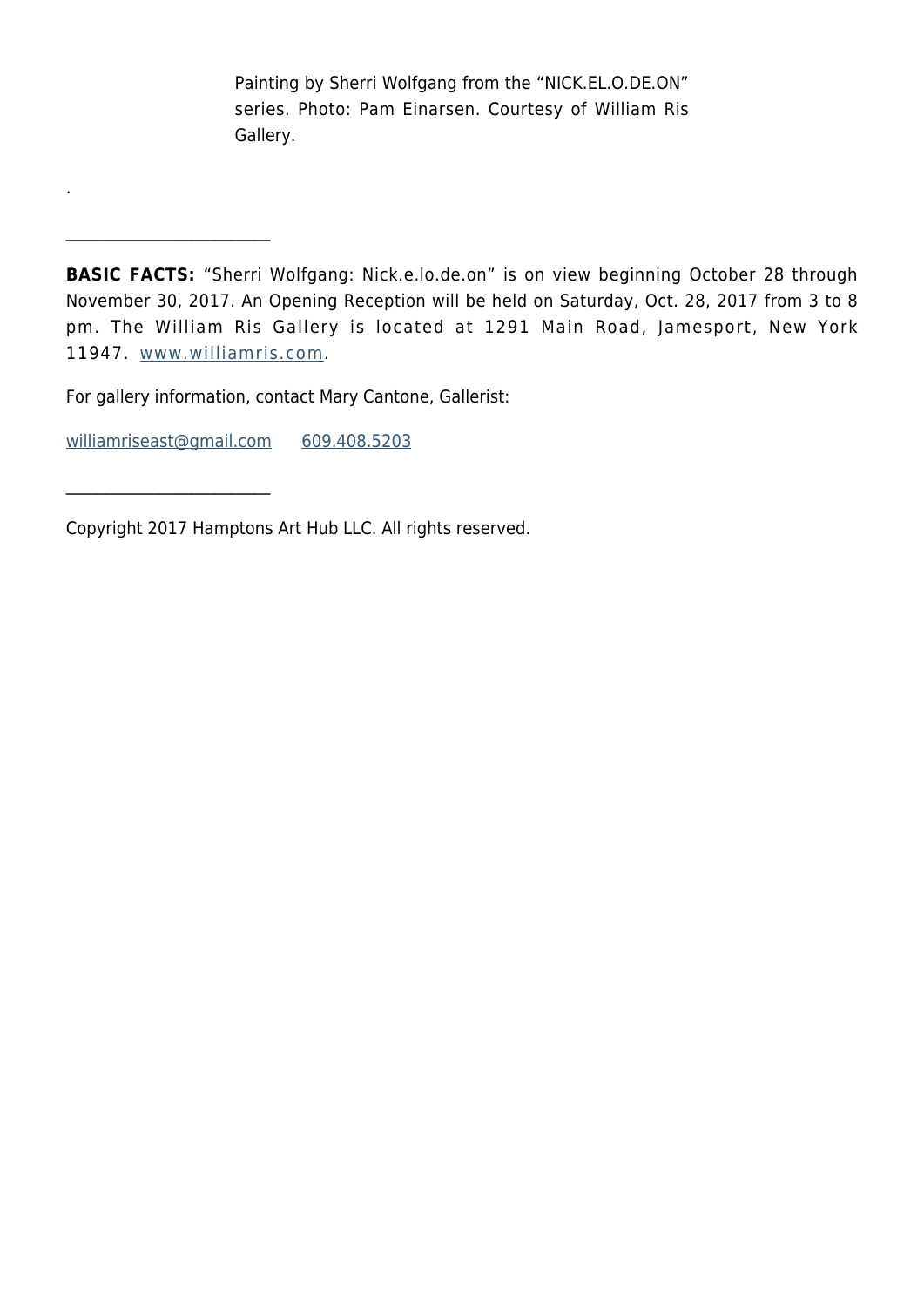Painting by Sherri Wolfgang from the "NICK.EL.O.DE.ON" series. Photo: Pam Einarsen. Courtesy of William Ris Gallery.

.

---

**BASIC FACTS:** "Sherri Wolfgang: Nick.e.lo.de.on" is on view beginning October 28 through November 30, 2017. An Opening Reception will be held on Saturday, Oct. 28, 2017 from 3 to 8 pm. The William Ris Gallery is located at 1291 Main Road, Jamesport, New York 11947. [www.williamris.com](http://www.williamris.com).

For gallery information, contact Mary Cantone, Gallerist:

williamriseast@gmail.com      609.408.5203

---

Copyright 2017 Hamptons Art Hub LLC. All rights reserved.